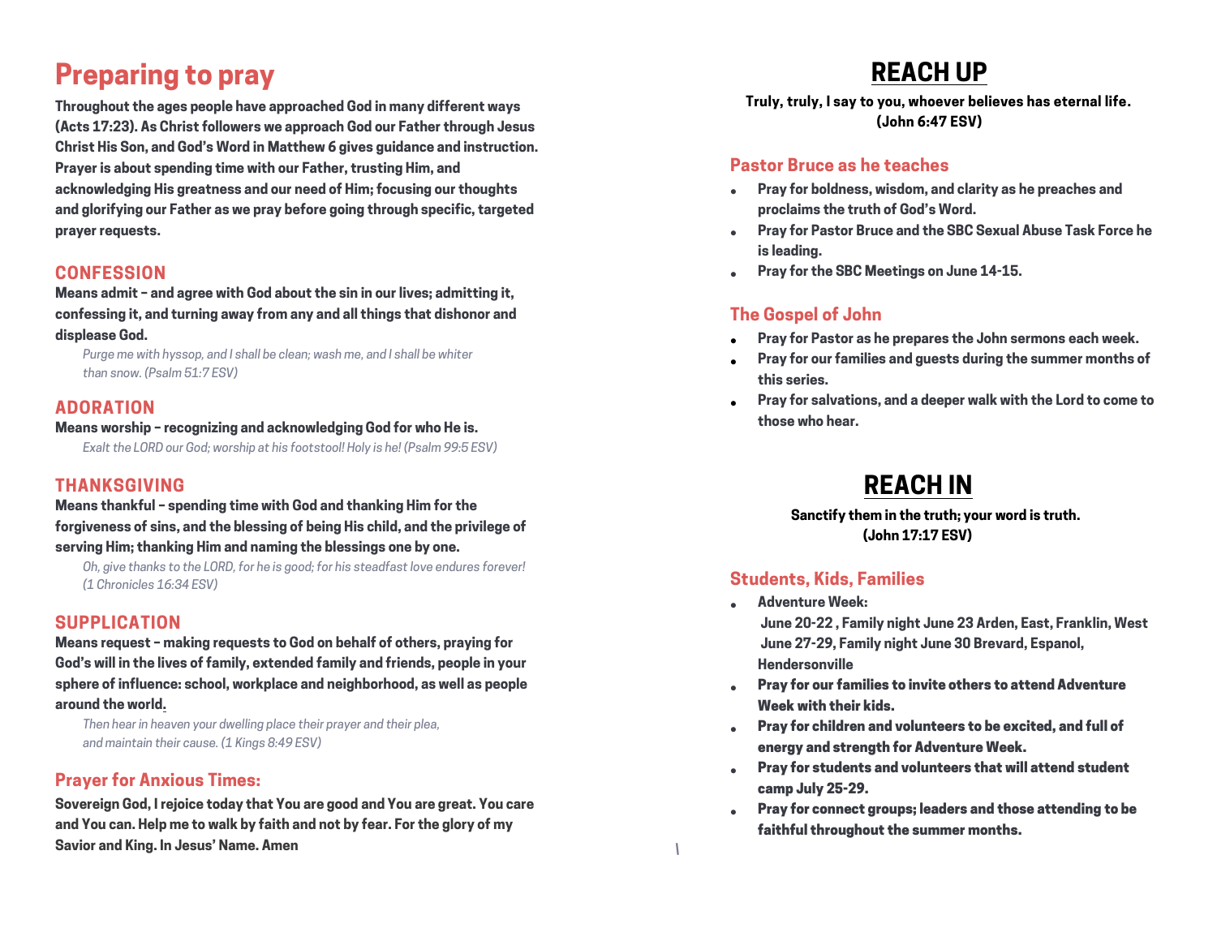# Preparing to pray

**Throughout the ages people have approached God in many different ways (Acts 17:23). As Christ followers we approach God our Father through Jesus Christ His Son, and God's Word in Matthew 6 gives guidance and instruction. Prayer is about spending time with our Father, trusting Him, and acknowledging His greatness and our need of Him; focusing our thoughts and glorifying our Father as we pray before going through specific, targeted prayer requests.**

## CONFESSION

**Means admit – and agree with God about the sin in our lives; admitting it, confessing it, and turning away from any and all things that dishonor and displease God.**

*Purge me with hyssop, and I shall be clean; wash me, and I shall be whiter than snow. (Psalm 51:7 ESV)*

## ADORATION

**Means worship – recognizing and acknowledging God for who He is.**

*Exalt the LORD our God; worship at his footstool! Holy is he! (Psalm 99:5 ESV)*

## THANKSGIVING

**Means thankful – spending time with God and thanking Him for the forgiveness of sins, and the blessing of being His child, and the privilege of serving Him; thanking Him and naming the blessings one by one.**

*Oh, give thanks to the LORD, for he is good; for his steadfast love endures forever! (1 Chronicles 16:34 ESV)*

## SUPPLICATION

**Means request – making requests to God on behalf of others, praying for God's will in the lives of family, extended family and friends, people in your sphere of influence: school, workplace and neighborhood, as well as people around the world.**

*Then hear in heaven your dwelling place their prayer and their plea, and maintain their cause. (1 Kings 8:49 ESV)*

## Prayer for Anxious Times:

**Sovereign God, I rejoice today that You are good and You are great. You care and You can. Help me to walk by faith and not by fear. For the glory of my Savior and King. In Jesus' Name. Amen**

# REACH UP

**Truly, truly, I say to you, whoever believes has eternal life. (John 6:47 ESV)**

## Pastor Bruce as he teaches

- **Pray for boldness, wisdom, and clarity as he preaches and proclaims the truth of God's Word.**
- **Pray for Pastor Bruce and the SBC Sexual Abuse Task Force he is leading.**
- **Pray for the SBC Meetings on June 14-15.**

## The Gospel of John

- **Pray for Pastor as he prepares the John sermons each week.**
- **Pray for our families and guests during the summer months of this series.**
- **Pray for salvations, and a deeper walk with the Lord to come to those who hear.**

# REACH IN

**Sanctify them in the truth; your word is truth. (John 17:17 ESV)**

## Students, Kids, Families

- **Adventure Week:**
  **June 20-22 , Family night June 23 Arden, East, Franklin, West**
  **June 27-29, Family night June 30 Brevard, Espanol, Hendersonville**
- **Pray for our families to invite others to attend Adventure Week with their kids.**
- **Pray for children and volunteers to be excited, and full of energy and strength for Adventure Week.**
- **Pray for students and volunteers that will attend student camp July 25-29.**
- **Pray for connect groups; leaders and those attending to be faithful throughout the summer months.**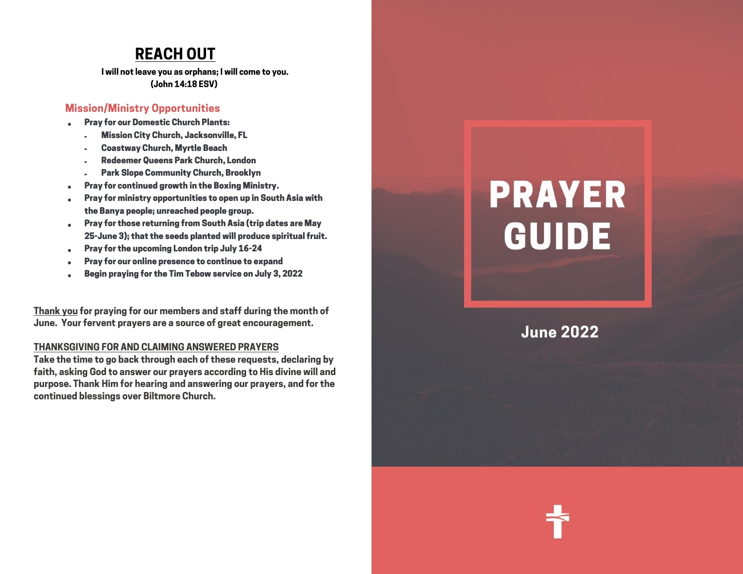# REACH OUT

**I will not leave you as orphans; I will come to you.**
**(John 14:18 ESV)**

## Mission/Ministry Opportunities

- Pray for our Domestic Church Plants:
  - Mission City Church, Jacksonville, FL
  - Coastway Church, Myrtle Beach
  - Redeemer Queens Park Church, London
  - Park Slope Community Church, Brooklyn
- Pray for continued growth in the Boxing Ministry.
- Pray for ministry opportunities to open up in South Asia with the Banya people; unreached people group.
- Pray for those returning from South Asia (trip dates are May 25-June 3); that the seeds planted will produce spiritual fruit.
- Pray for the upcoming London trip July 16-24
- Pray for our online presence to continue to expand
- Begin praying for the Tim Tebow service on July 3, 2022

**Thank you for praying for our members and staff during the month of June. Your fervent prayers are a source of great encouragement.**

**THANKSGIVING FOR AND CLAIMING ANSWERED PRAYERS**

**Take the time to go back through each of these requests, declaring by faith, asking God to answer our prayers according to His divine will and purpose. Thank Him for hearing and answering our prayers, and for the continued blessings over Biltmore Church.**

# PRAYER GUIDE

**June 2022**